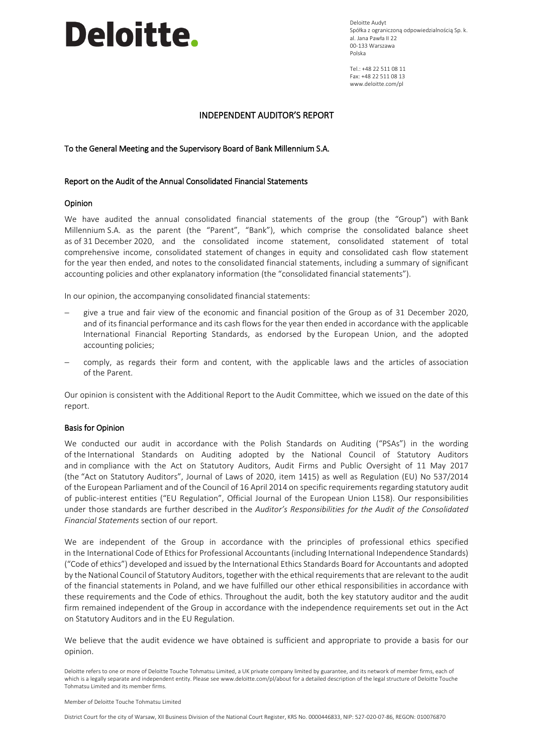Deloitte.

Deloitte Audyt
Spółka z ograniczoną odpowiedzialnością Sp. k.
al. Jana Pawła II 22
00-133 Warszawa
Polska

Tel.: +48 22 511 08 11
Fax: +48 22 511 08 13
www.deloitte.com/pl

# INDEPENDENT AUDITOR'S REPORT

To the General Meeting and the Supervisory Board of Bank Millennium S.A.

## Report on the Audit of the Annual Consolidated Financial Statements

### Opinion

We have audited the annual consolidated financial statements of the group (the "Group") with Bank Millennium S.A. as the parent (the "Parent", "Bank"), which comprise the consolidated balance sheet as of 31 December 2020, and the consolidated income statement, consolidated statement of total comprehensive income, consolidated statement of changes in equity and consolidated cash flow statement for the year then ended, and notes to the consolidated financial statements, including a summary of significant accounting policies and other explanatory information (the "consolidated financial statements").

In our opinion, the accompanying consolidated financial statements:

– give a true and fair view of the economic and financial position of the Group as of 31 December 2020, and of its financial performance and its cash flows for the year then ended in accordance with the applicable International Financial Reporting Standards, as endorsed by the European Union, and the adopted accounting policies;

– comply, as regards their form and content, with the applicable laws and the articles of association of the Parent.

Our opinion is consistent with the Additional Report to the Audit Committee, which we issued on the date of this report.

### Basis for Opinion

We conducted our audit in accordance with the Polish Standards on Auditing ("PSAs") in the wording of the International Standards on Auditing adopted by the National Council of Statutory Auditors and in compliance with the Act on Statutory Auditors, Audit Firms and Public Oversight of 11 May 2017 (the "Act on Statutory Auditors", Journal of Laws of 2020, item 1415) as well as Regulation (EU) No 537/2014 of the European Parliament and of the Council of 16 April 2014 on specific requirements regarding statutory audit of public-interest entities ("EU Regulation", Official Journal of the European Union L158). Our responsibilities under those standards are further described in the *Auditor's Responsibilities for the Audit of the Consolidated Financial Statements* section of our report.

We are independent of the Group in accordance with the principles of professional ethics specified in the International Code of Ethics for Professional Accountants (including International Independence Standards) ("Code of ethics") developed and issued by the International Ethics Standards Board for Accountants and adopted by the National Council of Statutory Auditors, together with the ethical requirements that are relevant to the audit of the financial statements in Poland, and we have fulfilled our other ethical responsibilities in accordance with these requirements and the Code of ethics. Throughout the audit, both the key statutory auditor and the audit firm remained independent of the Group in accordance with the independence requirements set out in the Act on Statutory Auditors and in the EU Regulation.

We believe that the audit evidence we have obtained is sufficient and appropriate to provide a basis for our opinion.

Deloitte refers to one or more of Deloitte Touche Tohmatsu Limited, a UK private company limited by guarantee, and its network of member firms, each of which is a legally separate and independent entity. Please see www.deloitte.com/pl/about for a detailed description of the legal structure of Deloitte Touche Tohmatsu Limited and its member firms.

Member of Deloitte Touche Tohmatsu Limited

District Court for the city of Warsaw, XII Business Division of the National Court Register, KRS No. 0000446833, NIP: 527-020-07-86, REGON: 010076870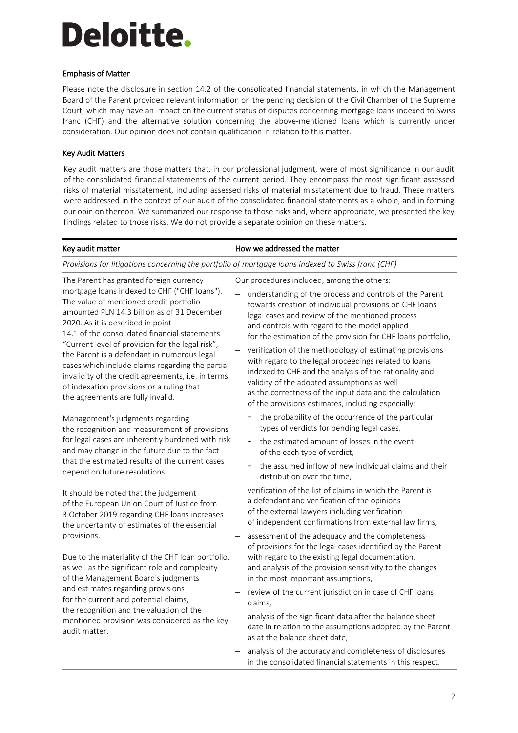Deloitte.

### Emphasis of Matter

Please note the disclosure in section 14.2 of the consolidated financial statements, in which the Management Board of the Parent provided relevant information on the pending decision of the Civil Chamber of the Supreme Court, which may have an impact on the current status of disputes concerning mortgage loans indexed to Swiss franc (CHF) and the alternative solution concerning the above-mentioned loans which is currently under consideration. Our opinion does not contain qualification in relation to this matter.

### Key Audit Matters

Key audit matters are those matters that, in our professional judgment, were of most significance in our audit of the consolidated financial statements of the current period. They encompass the most significant assessed risks of material misstatement, including assessed risks of material misstatement due to fraud. These matters were addressed in the context of our audit of the consolidated financial statements as a whole, and in forming our opinion thereon. We summarized our response to those risks and, where appropriate, we presented the key findings related to those risks. We do not provide a separate opinion on these matters.

| Key audit matter | How we addressed the matter |
|---|---|
| *Provisions for litigations concerning the portfolio of mortgage loans indexed to Swiss franc (CHF)* | |
| The Parent has granted foreign currency mortgage loans indexed to CHF ("CHF loans"). The value of mentioned credit portfolio amounted PLN 14.3 billion as of 31 December 2020. As it is described in point 14.1 of the consolidated financial statements "Current level of provision for the legal risk", the Parent is a defendant in numerous legal cases which include claims regarding the partial invalidity of the credit agreements, i.e. in terms of indexation provisions or a ruling that the agreements are fully invalid.<br><br>Management's judgments regarding the recognition and measurement of provisions for legal cases are inherently burdened with risk and may change in the future due to the fact that the estimated results of the current cases depend on future resolutions.<br><br>It should be noted that the judgement of the European Union Court of Justice from 3 October 2019 regarding CHF loans increases the uncertainty of estimates of the essential provisions.<br><br>Due to the materiality of the CHF loan portfolio, as well as the significant role and complexity of the Management Board's judgments and estimates regarding provisions for the current and potential claims, the recognition and the valuation of the mentioned provision was considered as the key audit matter. | Our procedures included, among the others:<br>– understanding of the process and controls of the Parent towards creation of individual provisions on CHF loans legal cases and review of the mentioned process and controls with regard to the model applied for the estimation of the provision for CHF loans portfolio,<br>– verification of the methodology of estimating provisions with regard to the legal proceedings related to loans indexed to CHF and the analysis of the rationality and validity of the adopted assumptions as well as the correctness of the input data and the calculation of the provisions estimates, including especially:<br>  - the probability of the occurrence of the particular types of verdicts for pending legal cases,<br>  - the estimated amount of losses in the event of the each type of verdict,<br>  - the assumed inflow of new individual claims and their distribution over the time,<br>– verification of the list of claims in which the Parent is a defendant and verification of the opinions of the external lawyers including verification of independent confirmations from external law firms,<br>– assessment of the adequacy and the completeness of provisions for the legal cases identified by the Parent with regard to the existing legal documentation, and analysis of the provision sensitivity to the changes in the most important assumptions,<br>– review of the current jurisdiction in case of CHF loans claims,<br>– analysis of the significant data after the balance sheet date in relation to the assumptions adopted by the Parent as at the balance sheet date,<br>– analysis of the accuracy and completeness of disclosures in the consolidated financial statements in this respect. |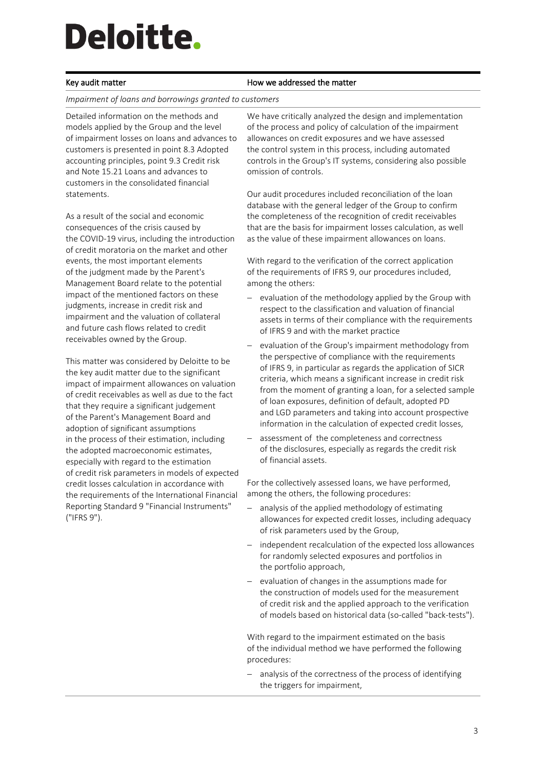Deloitte.

| Key audit matter | How we addressed the matter |
|---|---|
| *Impairment of loans and borrowings granted to customers* | |
| Detailed information on the methods and models applied by the Group and the level of impairment losses on loans and advances to customers is presented in point 8.3 Adopted accounting principles, point 9.3 Credit risk and Note 15.21 Loans and advances to customers in the consolidated financial statements.<br><br>As a result of the social and economic consequences of the crisis caused by the COVID-19 virus, including the introduction of credit moratoria on the market and other events, the most important elements of the judgment made by the Parent's Management Board relate to the potential impact of the mentioned factors on these judgments, increase in credit risk and impairment and the valuation of collateral and future cash flows related to credit receivables owned by the Group.<br><br>This matter was considered by Deloitte to be the key audit matter due to the significant impact of impairment allowances on valuation of credit receivables as well as due to the fact that they require a significant judgement of the Parent's Management Board and adoption of significant assumptions in the process of their estimation, including the adopted macroeconomic estimates, especially with regard to the estimation of credit risk parameters in models of expected credit losses calculation in accordance with the requirements of the International Financial Reporting Standard 9 "Financial Instruments" ("IFRS 9"). | We have critically analyzed the design and implementation of the process and policy of calculation of the impairment allowances on credit exposures and we have assessed the control system in this process, including automated controls in the Group's IT systems, considering also possible omission of controls.<br><br>Our audit procedures included reconciliation of the loan database with the general ledger of the Group to confirm the completeness of the recognition of credit receivables that are the basis for impairment losses calculation, as well as the value of these impairment allowances on loans.<br><br>With regard to the verification of the correct application of the requirements of IFRS 9, our procedures included, among the others:<br>– evaluation of the methodology applied by the Group with respect to the classification and valuation of financial assets in terms of their compliance with the requirements of IFRS 9 and with the market practice<br>– evaluation of the Group's impairment methodology from the perspective of compliance with the requirements of IFRS 9, in particular as regards the application of SICR criteria, which means a significant increase in credit risk from the moment of granting a loan, for a selected sample of loan exposures, definition of default, adopted PD and LGD parameters and taking into account prospective information in the calculation of expected credit losses,<br>– assessment of the completeness and correctness of the disclosures, especially as regards the credit risk of financial assets.<br><br>For the collectively assessed loans, we have performed, among the others, the following procedures:<br>– analysis of the applied methodology of estimating allowances for expected credit losses, including adequacy of risk parameters used by the Group,<br>– independent recalculation of the expected loss allowances for randomly selected exposures and portfolios in the portfolio approach,<br>– evaluation of changes in the assumptions made for the construction of models used for the measurement of credit risk and the applied approach to the verification of models based on historical data (so-called "back-tests").<br><br>With regard to the impairment estimated on the basis of the individual method we have performed the following procedures:<br>– analysis of the correctness of the process of identifying the triggers for impairment, |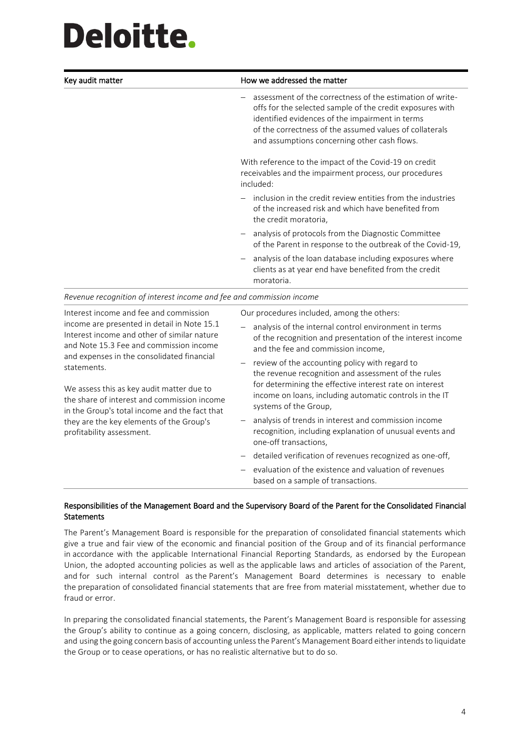| Key audit matter | How we addressed the matter |
|---|---|
| | – assessment of the correctness of the estimation of write-offs for the selected sample of the credit exposures with identified evidences of the impairment in terms of the correctness of the assumed values of collaterals and assumptions concerning other cash flows.<br><br>With reference to the impact of the Covid-19 on credit receivables and the impairment process, our procedures included:<br><br>– inclusion in the credit review entities from the industries of the increased risk and which have benefited from the credit moratoria,<br><br>– analysis of protocols from the Diagnostic Committee of the Parent in response to the outbreak of the Covid-19,<br><br>– analysis of the loan database including exposures where clients as at year end have benefited from the credit moratoria. |
| *Revenue recognition of interest income and fee and commission income* | |
| Interest income and fee and commission income are presented in detail in Note 15.1 Interest income and other of similar nature and Note 15.3 Fee and commission income and expenses in the consolidated financial statements.<br><br>We assess this as key audit matter due to the share of interest and commission income in the Group's total income and the fact that they are the key elements of the Group's profitability assessment. | Our procedures included, among the others:<br><br>– analysis of the internal control environment in terms of the recognition and presentation of the interest income and the fee and commission income,<br><br>– review of the accounting policy with regard to the revenue recognition and assessment of the rules for determining the effective interest rate on interest income on loans, including automatic controls in the IT systems of the Group,<br><br>– analysis of trends in interest and commission income recognition, including explanation of unusual events and one-off transactions,<br><br>– detailed verification of revenues recognized as one-off,<br><br>– evaluation of the existence and valuation of revenues based on a sample of transactions. |

### Responsibilities of the Management Board and the Supervisory Board of the Parent for the Consolidated Financial Statements

The Parent's Management Board is responsible for the preparation of consolidated financial statements which give a true and fair view of the economic and financial position of the Group and of its financial performance in accordance with the applicable International Financial Reporting Standards, as endorsed by the European Union, the adopted accounting policies as well as the applicable laws and articles of association of the Parent, and for such internal control as the Parent's Management Board determines is necessary to enable the preparation of consolidated financial statements that are free from material misstatement, whether due to fraud or error.

In preparing the consolidated financial statements, the Parent's Management Board is responsible for assessing the Group's ability to continue as a going concern, disclosing, as applicable, matters related to going concern and using the going concern basis of accounting unless the Parent's Management Board either intends to liquidate the Group or to cease operations, or has no realistic alternative but to do so.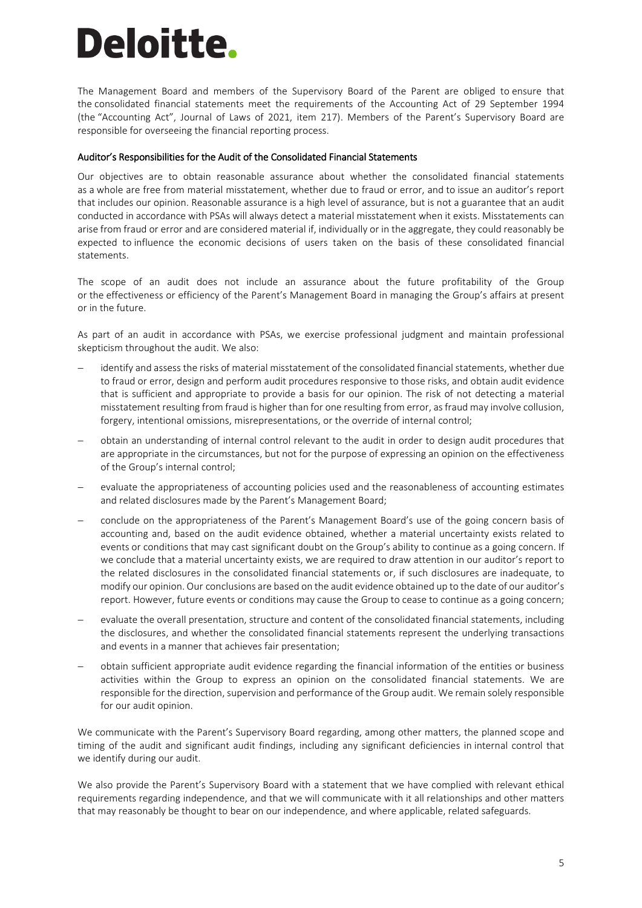The Management Board and members of the Supervisory Board of the Parent are obliged to ensure that the consolidated financial statements meet the requirements of the Accounting Act of 29 September 1994 (the "Accounting Act", Journal of Laws of 2021, item 217). Members of the Parent's Supervisory Board are responsible for overseeing the financial reporting process.

## Auditor's Responsibilities for the Audit of the Consolidated Financial Statements

Our objectives are to obtain reasonable assurance about whether the consolidated financial statements as a whole are free from material misstatement, whether due to fraud or error, and to issue an auditor's report that includes our opinion. Reasonable assurance is a high level of assurance, but is not a guarantee that an audit conducted in accordance with PSAs will always detect a material misstatement when it exists. Misstatements can arise from fraud or error and are considered material if, individually or in the aggregate, they could reasonably be expected to influence the economic decisions of users taken on the basis of these consolidated financial statements.

The scope of an audit does not include an assurance about the future profitability of the Group or the effectiveness or efficiency of the Parent's Management Board in managing the Group's affairs at present or in the future.

As part of an audit in accordance with PSAs, we exercise professional judgment and maintain professional skepticism throughout the audit. We also:

- identify and assess the risks of material misstatement of the consolidated financial statements, whether due to fraud or error, design and perform audit procedures responsive to those risks, and obtain audit evidence that is sufficient and appropriate to provide a basis for our opinion. The risk of not detecting a material misstatement resulting from fraud is higher than for one resulting from error, as fraud may involve collusion, forgery, intentional omissions, misrepresentations, or the override of internal control;
- obtain an understanding of internal control relevant to the audit in order to design audit procedures that are appropriate in the circumstances, but not for the purpose of expressing an opinion on the effectiveness of the Group's internal control;
- evaluate the appropriateness of accounting policies used and the reasonableness of accounting estimates and related disclosures made by the Parent's Management Board;
- conclude on the appropriateness of the Parent's Management Board's use of the going concern basis of accounting and, based on the audit evidence obtained, whether a material uncertainty exists related to events or conditions that may cast significant doubt on the Group's ability to continue as a going concern. If we conclude that a material uncertainty exists, we are required to draw attention in our auditor's report to the related disclosures in the consolidated financial statements or, if such disclosures are inadequate, to modify our opinion. Our conclusions are based on the audit evidence obtained up to the date of our auditor's report. However, future events or conditions may cause the Group to cease to continue as a going concern;
- evaluate the overall presentation, structure and content of the consolidated financial statements, including the disclosures, and whether the consolidated financial statements represent the underlying transactions and events in a manner that achieves fair presentation;
- obtain sufficient appropriate audit evidence regarding the financial information of the entities or business activities within the Group to express an opinion on the consolidated financial statements. We are responsible for the direction, supervision and performance of the Group audit. We remain solely responsible for our audit opinion.

We communicate with the Parent's Supervisory Board regarding, among other matters, the planned scope and timing of the audit and significant audit findings, including any significant deficiencies in internal control that we identify during our audit.

We also provide the Parent's Supervisory Board with a statement that we have complied with relevant ethical requirements regarding independence, and that we will communicate with it all relationships and other matters that may reasonably be thought to bear on our independence, and where applicable, related safeguards.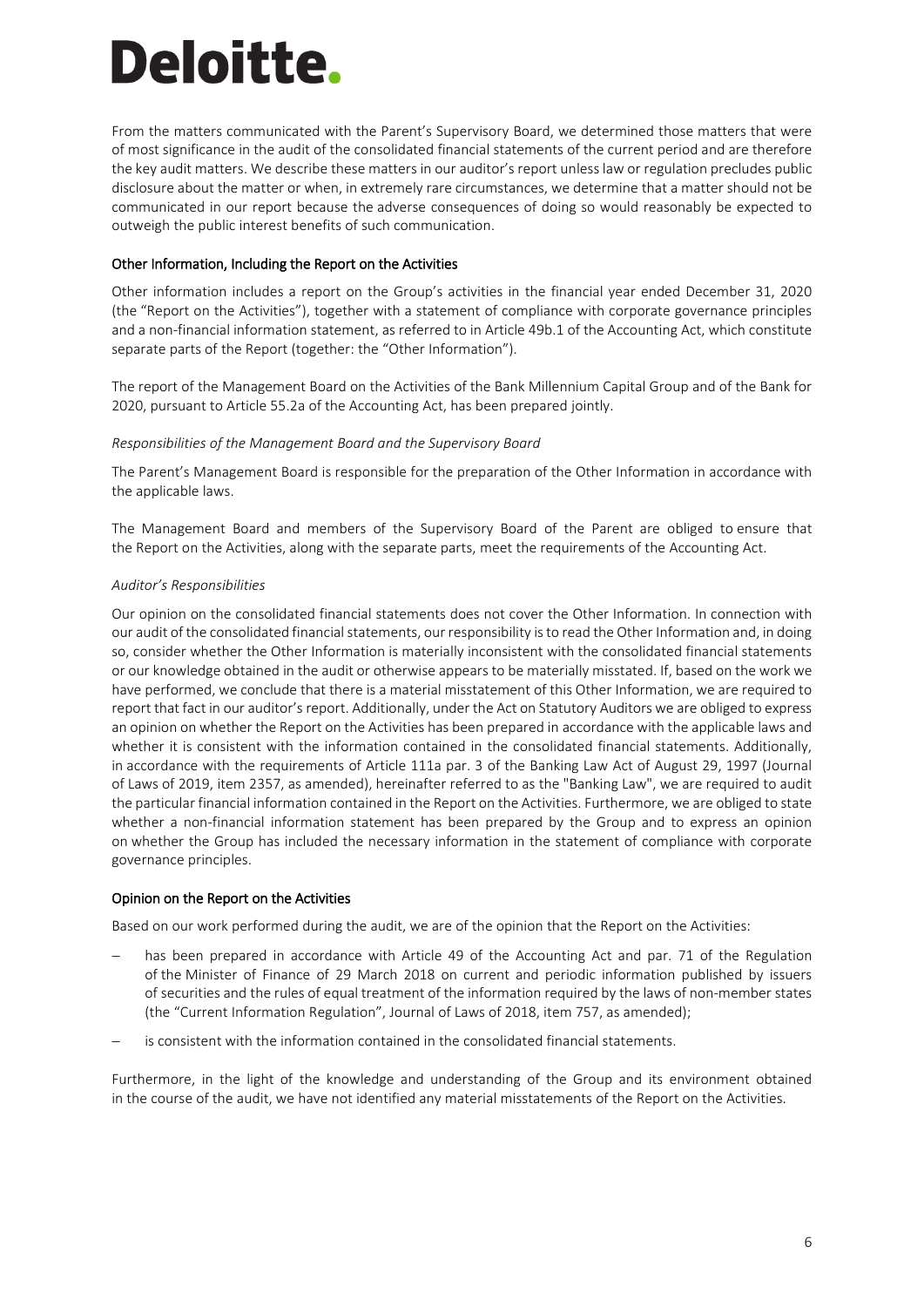From the matters communicated with the Parent's Supervisory Board, we determined those matters that were of most significance in the audit of the consolidated financial statements of the current period and are therefore the key audit matters. We describe these matters in our auditor's report unless law or regulation precludes public disclosure about the matter or when, in extremely rare circumstances, we determine that a matter should not be communicated in our report because the adverse consequences of doing so would reasonably be expected to outweigh the public interest benefits of such communication.

## Other Information, Including the Report on the Activities

Other information includes a report on the Group's activities in the financial year ended December 31, 2020 (the "Report on the Activities"), together with a statement of compliance with corporate governance principles and a non-financial information statement, as referred to in Article 49b.1 of the Accounting Act, which constitute separate parts of the Report (together: the "Other Information").

The report of the Management Board on the Activities of the Bank Millennium Capital Group and of the Bank for 2020, pursuant to Article 55.2a of the Accounting Act, has been prepared jointly.

### *Responsibilities of the Management Board and the Supervisory Board*

The Parent's Management Board is responsible for the preparation of the Other Information in accordance with the applicable laws.

The Management Board and members of the Supervisory Board of the Parent are obliged to ensure that the Report on the Activities, along with the separate parts, meet the requirements of the Accounting Act.

### *Auditor's Responsibilities*

Our opinion on the consolidated financial statements does not cover the Other Information. In connection with our audit of the consolidated financial statements, our responsibility is to read the Other Information and, in doing so, consider whether the Other Information is materially inconsistent with the consolidated financial statements or our knowledge obtained in the audit or otherwise appears to be materially misstated. If, based on the work we have performed, we conclude that there is a material misstatement of this Other Information, we are required to report that fact in our auditor's report. Additionally, under the Act on Statutory Auditors we are obliged to express an opinion on whether the Report on the Activities has been prepared in accordance with the applicable laws and whether it is consistent with the information contained in the consolidated financial statements. Additionally, in accordance with the requirements of Article 111a par. 3 of the Banking Law Act of August 29, 1997 (Journal of Laws of 2019, item 2357, as amended), hereinafter referred to as the "Banking Law", we are required to audit the particular financial information contained in the Report on the Activities. Furthermore, we are obliged to state whether a non-financial information statement has been prepared by the Group and to express an opinion on whether the Group has included the necessary information in the statement of compliance with corporate governance principles.

## Opinion on the Report on the Activities

Based on our work performed during the audit, we are of the opinion that the Report on the Activities:

- has been prepared in accordance with Article 49 of the Accounting Act and par. 71 of the Regulation of the Minister of Finance of 29 March 2018 on current and periodic information published by issuers of securities and the rules of equal treatment of the information required by the laws of non-member states (the "Current Information Regulation", Journal of Laws of 2018, item 757, as amended);
- is consistent with the information contained in the consolidated financial statements.

Furthermore, in the light of the knowledge and understanding of the Group and its environment obtained in the course of the audit, we have not identified any material misstatements of the Report on the Activities.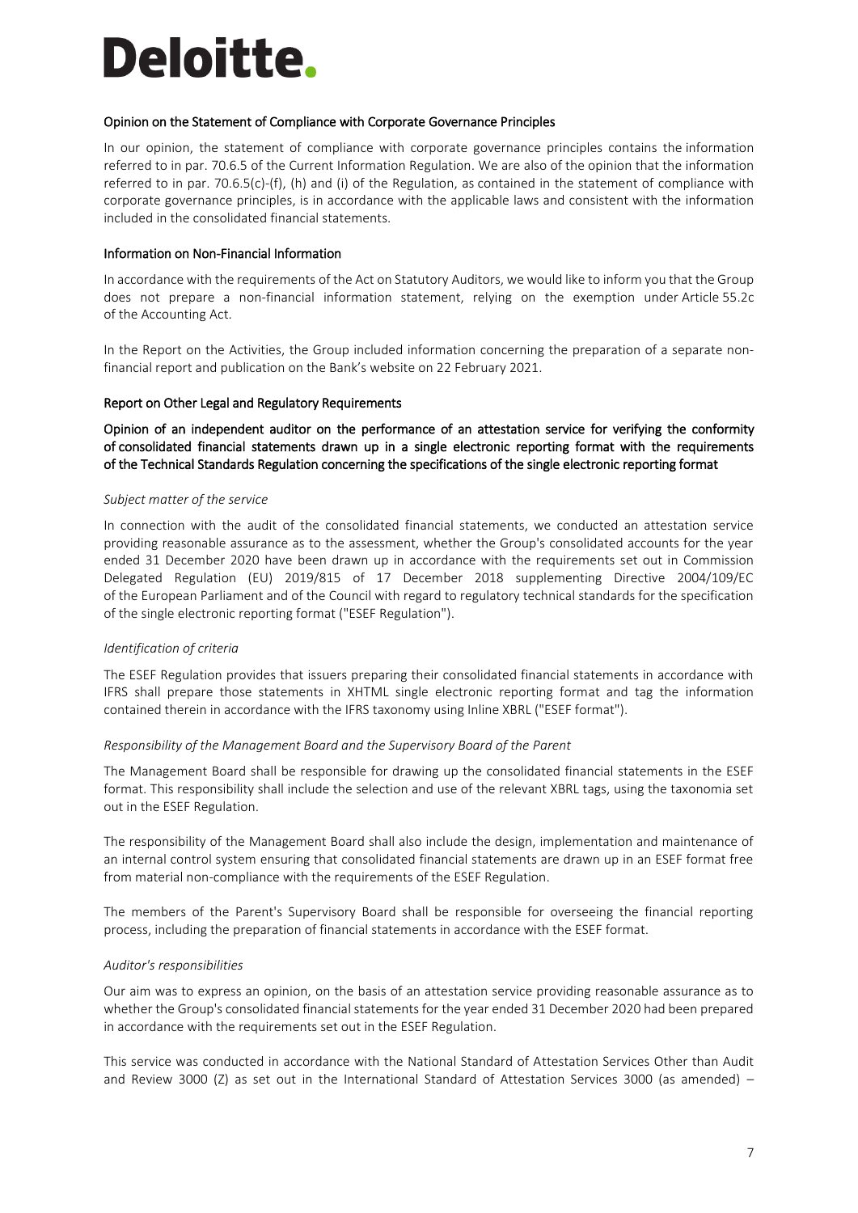Deloitte.

### Opinion on the Statement of Compliance with Corporate Governance Principles

In our opinion, the statement of compliance with corporate governance principles contains the information referred to in par. 70.6.5 of the Current Information Regulation. We are also of the opinion that the information referred to in par. 70.6.5(c)-(f), (h) and (i) of the Regulation, as contained in the statement of compliance with corporate governance principles, is in accordance with the applicable laws and consistent with the information included in the consolidated financial statements.

### Information on Non-Financial Information

In accordance with the requirements of the Act on Statutory Auditors, we would like to inform you that the Group does not prepare a non-financial information statement, relying on the exemption under Article 55.2c of the Accounting Act.

In the Report on the Activities, the Group included information concerning the preparation of a separate non-financial report and publication on the Bank's website on 22 February 2021.

## Report on Other Legal and Regulatory Requirements

### Opinion of an independent auditor on the performance of an attestation service for verifying the conformity of consolidated financial statements drawn up in a single electronic reporting format with the requirements of the Technical Standards Regulation concerning the specifications of the single electronic reporting format

*Subject matter of the service*

In connection with the audit of the consolidated financial statements, we conducted an attestation service providing reasonable assurance as to the assessment, whether the Group's consolidated accounts for the year ended 31 December 2020 have been drawn up in accordance with the requirements set out in Commission Delegated Regulation (EU) 2019/815 of 17 December 2018 supplementing Directive 2004/109/EC of the European Parliament and of the Council with regard to regulatory technical standards for the specification of the single electronic reporting format ("ESEF Regulation").

*Identification of criteria*

The ESEF Regulation provides that issuers preparing their consolidated financial statements in accordance with IFRS shall prepare those statements in XHTML single electronic reporting format and tag the information contained therein in accordance with the IFRS taxonomy using Inline XBRL ("ESEF format").

*Responsibility of the Management Board and the Supervisory Board of the Parent*

The Management Board shall be responsible for drawing up the consolidated financial statements in the ESEF format. This responsibility shall include the selection and use of the relevant XBRL tags, using the taxonomia set out in the ESEF Regulation.

The responsibility of the Management Board shall also include the design, implementation and maintenance of an internal control system ensuring that consolidated financial statements are drawn up in an ESEF format free from material non-compliance with the requirements of the ESEF Regulation.

The members of the Parent's Supervisory Board shall be responsible for overseeing the financial reporting process, including the preparation of financial statements in accordance with the ESEF format.

*Auditor's responsibilities*

Our aim was to express an opinion, on the basis of an attestation service providing reasonable assurance as to whether the Group's consolidated financial statements for the year ended 31 December 2020 had been prepared in accordance with the requirements set out in the ESEF Regulation.

This service was conducted in accordance with the National Standard of Attestation Services Other than Audit and Review 3000 (Z) as set out in the International Standard of Attestation Services 3000 (as amended) –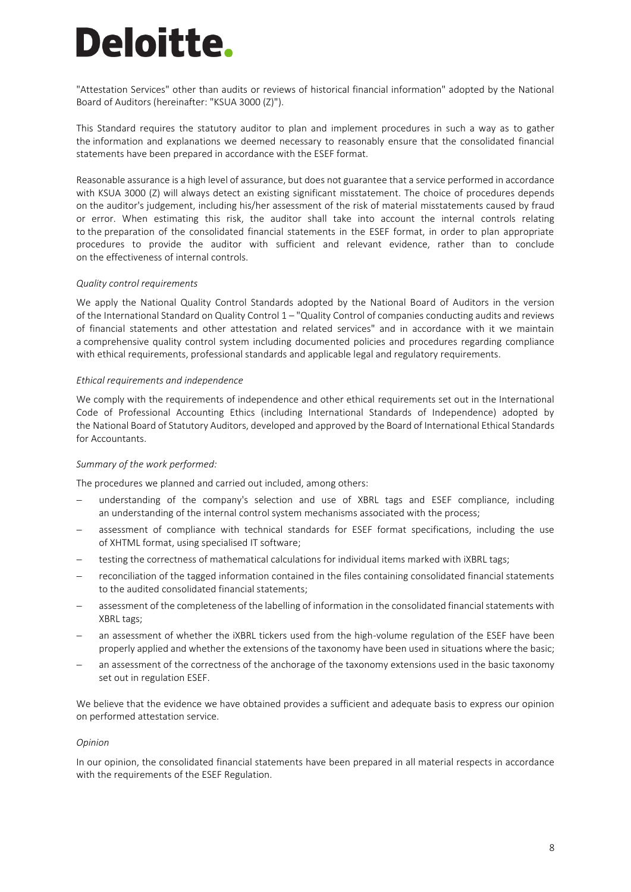"Attestation Services" other than audits or reviews of historical financial information" adopted by the National Board of Auditors (hereinafter: "KSUA 3000 (Z)").

This Standard requires the statutory auditor to plan and implement procedures in such a way as to gather the information and explanations we deemed necessary to reasonably ensure that the consolidated financial statements have been prepared in accordance with the ESEF format.

Reasonable assurance is a high level of assurance, but does not guarantee that a service performed in accordance with KSUA 3000 (Z) will always detect an existing significant misstatement. The choice of procedures depends on the auditor's judgement, including his/her assessment of the risk of material misstatements caused by fraud or error. When estimating this risk, the auditor shall take into account the internal controls relating to the preparation of the consolidated financial statements in the ESEF format, in order to plan appropriate procedures to provide the auditor with sufficient and relevant evidence, rather than to conclude on the effectiveness of internal controls.

*Quality control requirements*

We apply the National Quality Control Standards adopted by the National Board of Auditors in the version of the International Standard on Quality Control 1 – "Quality Control of companies conducting audits and reviews of financial statements and other attestation and related services" and in accordance with it we maintain a comprehensive quality control system including documented policies and procedures regarding compliance with ethical requirements, professional standards and applicable legal and regulatory requirements.

*Ethical requirements and independence*

We comply with the requirements of independence and other ethical requirements set out in the International Code of Professional Accounting Ethics (including International Standards of Independence) adopted by the National Board of Statutory Auditors, developed and approved by the Board of International Ethical Standards for Accountants.

*Summary of the work performed:*

The procedures we planned and carried out included, among others:

- understanding of the company's selection and use of XBRL tags and ESEF compliance, including an understanding of the internal control system mechanisms associated with the process;
- assessment of compliance with technical standards for ESEF format specifications, including the use of XHTML format, using specialised IT software;
- testing the correctness of mathematical calculations for individual items marked with iXBRL tags;
- reconciliation of the tagged information contained in the files containing consolidated financial statements to the audited consolidated financial statements;
- assessment of the completeness of the labelling of information in the consolidated financial statements with XBRL tags;
- an assessment of whether the iXBRL tickers used from the high-volume regulation of the ESEF have been properly applied and whether the extensions of the taxonomy have been used in situations where the basic;
- an assessment of the correctness of the anchorage of the taxonomy extensions used in the basic taxonomy set out in regulation ESEF.

We believe that the evidence we have obtained provides a sufficient and adequate basis to express our opinion on performed attestation service.

*Opinion*

In our opinion, the consolidated financial statements have been prepared in all material respects in accordance with the requirements of the ESEF Regulation.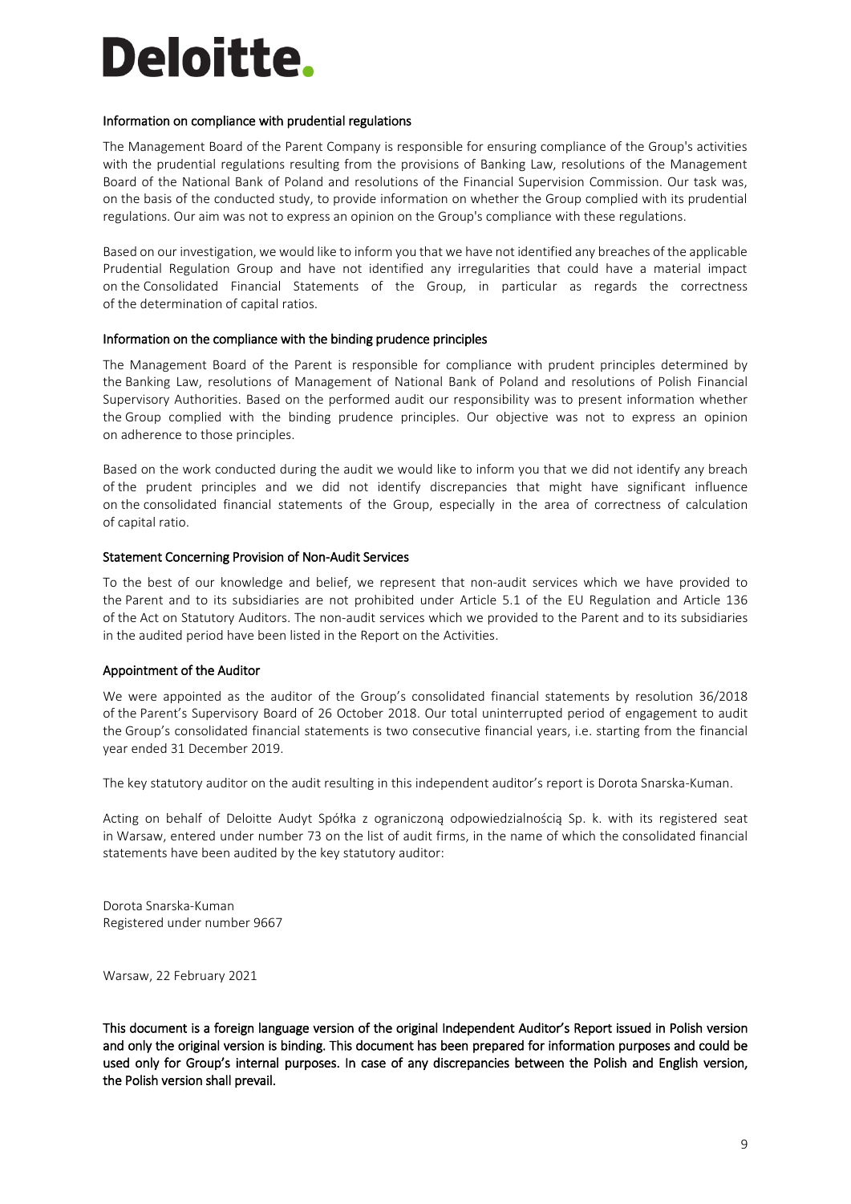# Deloitte.

#### Information on compliance with prudential regulations

The Management Board of the Parent Company is responsible for ensuring compliance of the Group's activities with the prudential regulations resulting from the provisions of Banking Law, resolutions of the Management Board of the National Bank of Poland and resolutions of the Financial Supervision Commission. Our task was, on the basis of the conducted study, to provide information on whether the Group complied with its prudential regulations. Our aim was not to express an opinion on the Group's compliance with these regulations.

Based on our investigation, we would like to inform you that we have not identified any breaches of the applicable Prudential Regulation Group and have not identified any irregularities that could have a material impact on the Consolidated Financial Statements of the Group, in particular as regards the correctness of the determination of capital ratios.

#### Information on the compliance with the binding prudence principles

The Management Board of the Parent is responsible for compliance with prudent principles determined by the Banking Law, resolutions of Management of National Bank of Poland and resolutions of Polish Financial Supervisory Authorities. Based on the performed audit our responsibility was to present information whether the Group complied with the binding prudence principles. Our objective was not to express an opinion on adherence to those principles.

Based on the work conducted during the audit we would like to inform you that we did not identify any breach of the prudent principles and we did not identify discrepancies that might have significant influence on the consolidated financial statements of the Group, especially in the area of correctness of calculation of capital ratio.

#### Statement Concerning Provision of Non-Audit Services

To the best of our knowledge and belief, we represent that non-audit services which we have provided to the Parent and to its subsidiaries are not prohibited under Article 5.1 of the EU Regulation and Article 136 of the Act on Statutory Auditors. The non-audit services which we provided to the Parent and to its subsidiaries in the audited period have been listed in the Report on the Activities.

#### Appointment of the Auditor

We were appointed as the auditor of the Group's consolidated financial statements by resolution 36/2018 of the Parent's Supervisory Board of 26 October 2018. Our total uninterrupted period of engagement to audit the Group's consolidated financial statements is two consecutive financial years, i.e. starting from the financial year ended 31 December 2019.

The key statutory auditor on the audit resulting in this independent auditor's report is Dorota Snarska-Kuman.

Acting on behalf of Deloitte Audyt Spółka z ograniczoną odpowiedzialnością Sp. k. with its registered seat in Warsaw, entered under number 73 on the list of audit firms, in the name of which the consolidated financial statements have been audited by the key statutory auditor:

Dorota Snarska-Kuman
Registered under number 9667

Warsaw, 22 February 2021

**This document is a foreign language version of the original Independent Auditor's Report issued in Polish version and only the original version is binding. This document has been prepared for information purposes and could be used only for Group's internal purposes. In case of any discrepancies between the Polish and English version, the Polish version shall prevail.**